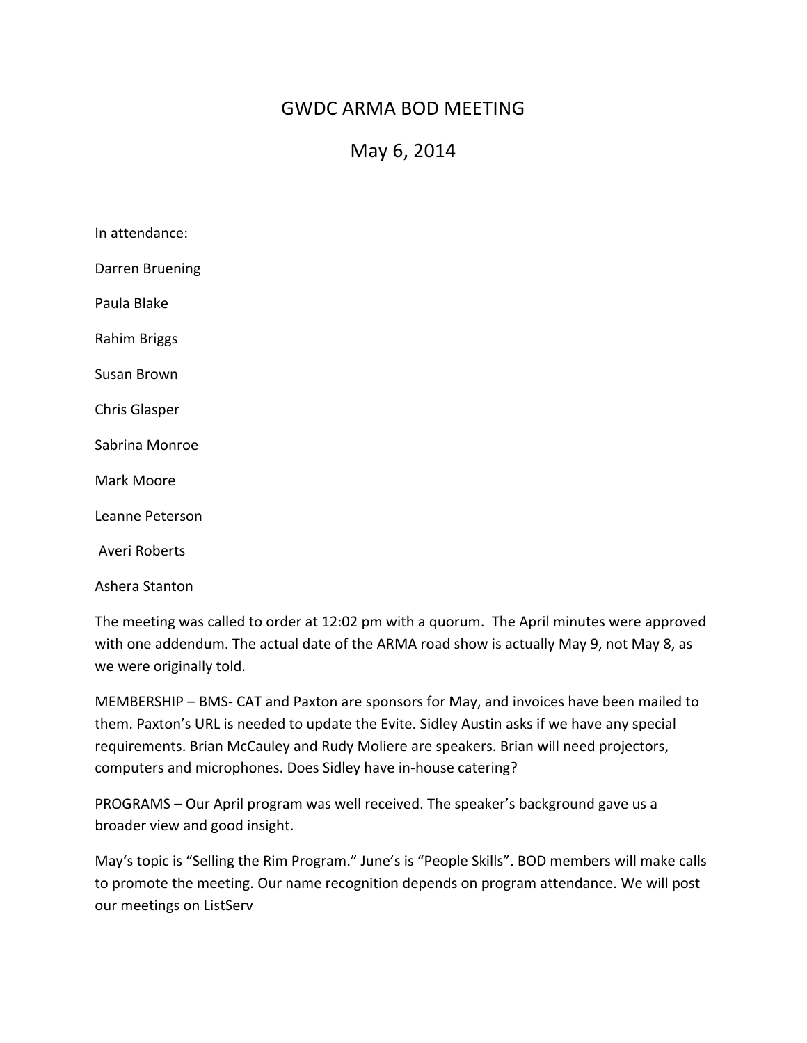# GWDC ARMA BOD MEETING

## May 6, 2014

In attendance:

Darren Bruening

Paula Blake

Rahim Briggs

Susan Brown

Chris Glasper

Sabrina Monroe

Mark Moore

Leanne Peterson

Averi Roberts

Ashera Stanton

The meeting was called to order at 12:02 pm with a quorum. The April minutes were approved with one addendum. The actual date of the ARMA road show is actually May 9, not May 8, as we were originally told.

MEMBERSHIP – BMS- CAT and Paxton are sponsors for May, and invoices have been mailed to them. Paxton's URL is needed to update the Evite. Sidley Austin asks if we have any special requirements. Brian McCauley and Rudy Moliere are speakers. Brian will need projectors, computers and microphones. Does Sidley have in-house catering?

PROGRAMS – Our April program was well received. The speaker's background gave us a broader view and good insight.

May's topic is "Selling the Rim Program." June's is "People Skills". BOD members will make calls to promote the meeting. Our name recognition depends on program attendance. We will post our meetings on ListServ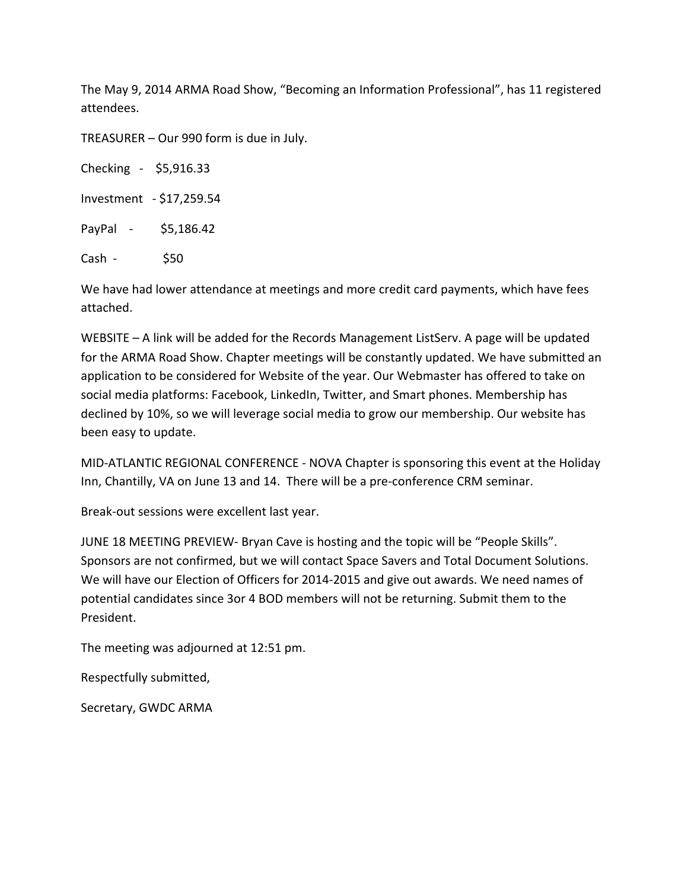The May 9, 2014 ARMA Road Show, “Becoming an Information Professional”, has 11 registered attendees.

TREASURER – Our 990 form is due in July.

Checking - $5,916.33

Investment - $17,259.54

PayPal - $5,186.42

Cash - $50

We have had lower attendance at meetings and more credit card payments, which have fees attached.

WEBSITE – A link will be added for the Records Management ListServ. A page will be updated for the ARMA Road Show. Chapter meetings will be constantly updated. We have submitted an application to be considered for Website of the year. Our Webmaster has offered to take on social media platforms: Facebook, LinkedIn, Twitter, and Smart phones. Membership has declined by 10%, so we will leverage social media to grow our membership. Our website has been easy to update.

MID-ATLANTIC REGIONAL CONFERENCE - NOVA Chapter is sponsoring this event at the Holiday Inn, Chantilly, VA on June 13 and 14. There will be a pre-conference CRM seminar.

Break-out sessions were excellent last year.

JUNE 18 MEETING PREVIEW- Bryan Cave is hosting and the topic will be “People Skills”. Sponsors are not confirmed, but we will contact Space Savers and Total Document Solutions. We will have our Election of Officers for 2014-2015 and give out awards. We need names of potential candidates since 3or 4 BOD members will not be returning. Submit them to the President.

The meeting was adjourned at 12:51 pm.

Respectfully submitted,

Secretary, GWDC ARMA